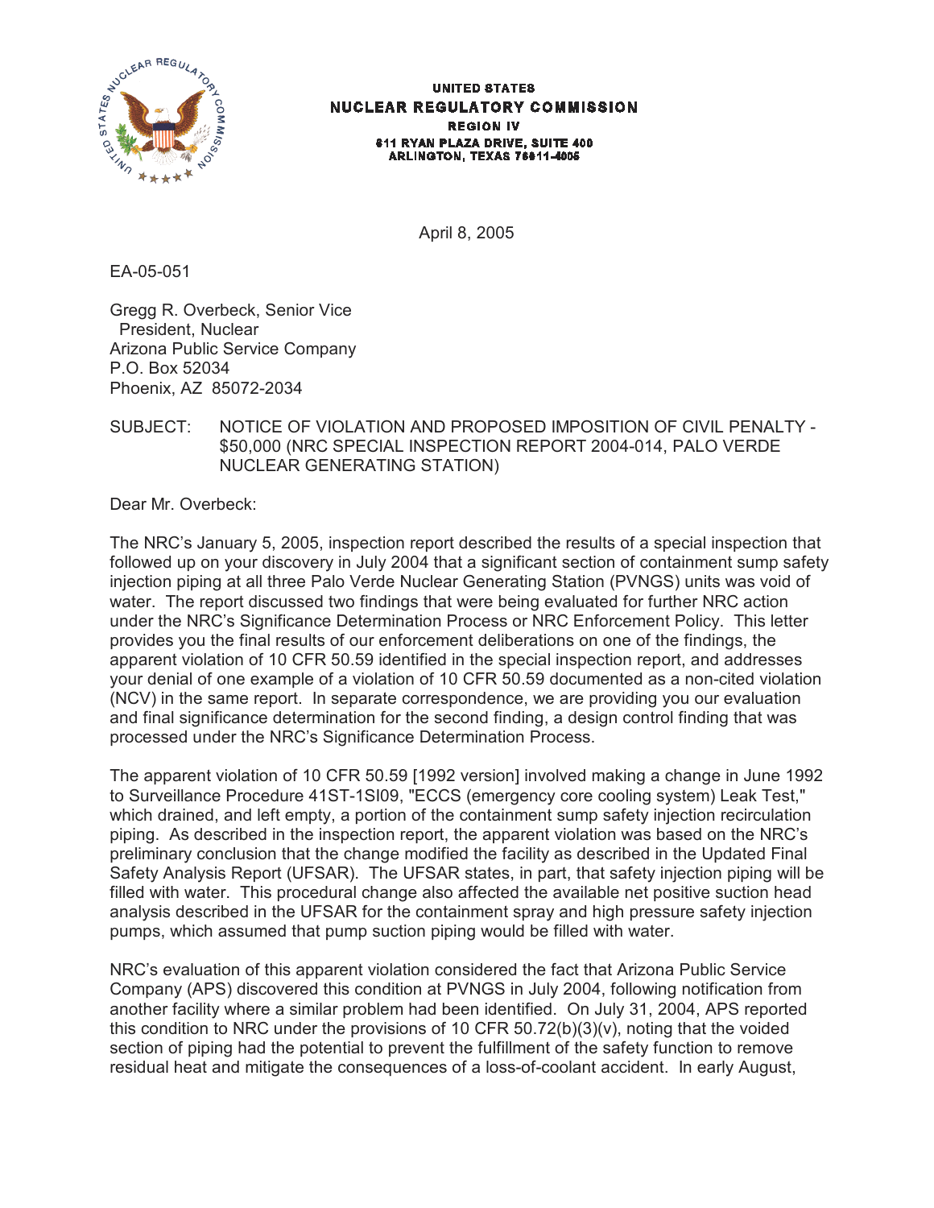**UNITED STATES**
**NUCLEAR REGULATORY COMMISSION**
**REGION IV**
**611 RYAN PLAZA DRIVE, SUITE 400**
**ARLINGTON, TEXAS 76011-4005**

April 8, 2005

EA-05-051

Gregg R. Overbeck, Senior Vice
President, Nuclear
Arizona Public Service Company
P.O. Box 52034
Phoenix, AZ 85072-2034

SUBJECT: NOTICE OF VIOLATION AND PROPOSED IMPOSITION OF CIVIL PENALTY - $50,000 (NRC SPECIAL INSPECTION REPORT 2004-014, PALO VERDE NUCLEAR GENERATING STATION)

Dear Mr. Overbeck:

The NRC's January 5, 2005, inspection report described the results of a special inspection that followed up on your discovery in July 2004 that a significant section of containment sump safety injection piping at all three Palo Verde Nuclear Generating Station (PVNGS) units was void of water. The report discussed two findings that were being evaluated for further NRC action under the NRC's Significance Determination Process or NRC Enforcement Policy. This letter provides you the final results of our enforcement deliberations on one of the findings, the apparent violation of 10 CFR 50.59 identified in the special inspection report, and addresses your denial of one example of a violation of 10 CFR 50.59 documented as a non-cited violation (NCV) in the same report. In separate correspondence, we are providing you our evaluation and final significance determination for the second finding, a design control finding that was processed under the NRC's Significance Determination Process.

The apparent violation of 10 CFR 50.59 [1992 version] involved making a change in June 1992 to Surveillance Procedure 41ST-1SI09, "ECCS (emergency core cooling system) Leak Test," which drained, and left empty, a portion of the containment sump safety injection recirculation piping. As described in the inspection report, the apparent violation was based on the NRC's preliminary conclusion that the change modified the facility as described in the Updated Final Safety Analysis Report (UFSAR). The UFSAR states, in part, that safety injection piping will be filled with water. This procedural change also affected the available net positive suction head analysis described in the UFSAR for the containment spray and high pressure safety injection pumps, which assumed that pump suction piping would be filled with water.

NRC's evaluation of this apparent violation considered the fact that Arizona Public Service Company (APS) discovered this condition at PVNGS in July 2004, following notification from another facility where a similar problem had been identified. On July 31, 2004, APS reported this condition to NRC under the provisions of 10 CFR 50.72(b)(3)(v), noting that the voided section of piping had the potential to prevent the fulfillment of the safety function to remove residual heat and mitigate the consequences of a loss-of-coolant accident. In early August,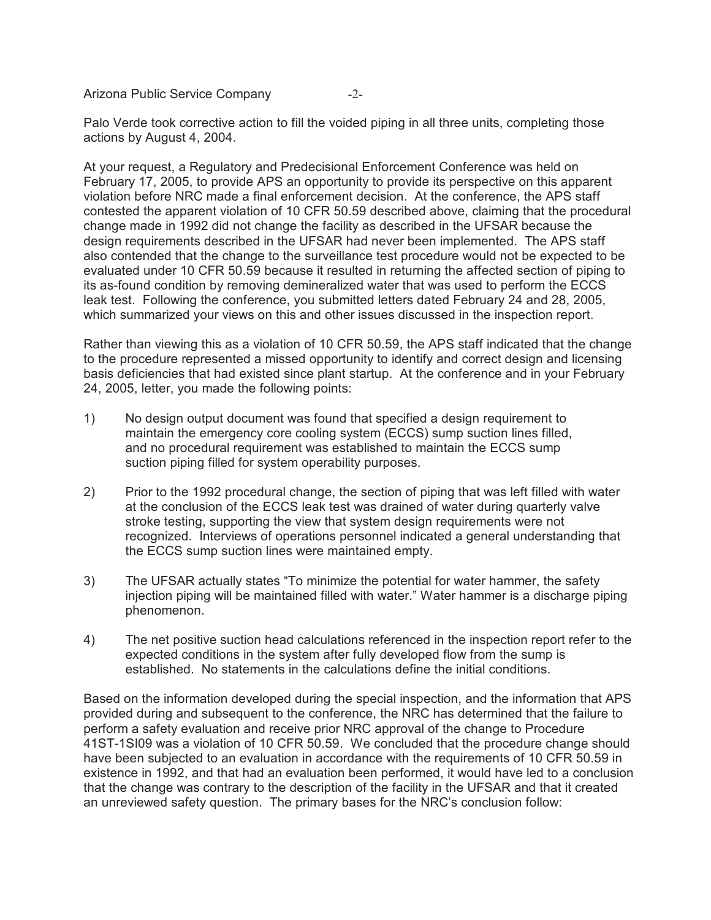Palo Verde took corrective action to fill the voided piping in all three units, completing those actions by August 4, 2004.

At your request, a Regulatory and Predecisional Enforcement Conference was held on February 17, 2005, to provide APS an opportunity to provide its perspective on this apparent violation before NRC made a final enforcement decision. At the conference, the APS staff contested the apparent violation of 10 CFR 50.59 described above, claiming that the procedural change made in 1992 did not change the facility as described in the UFSAR because the design requirements described in the UFSAR had never been implemented. The APS staff also contended that the change to the surveillance test procedure would not be expected to be evaluated under 10 CFR 50.59 because it resulted in returning the affected section of piping to its as-found condition by removing demineralized water that was used to perform the ECCS leak test. Following the conference, you submitted letters dated February 24 and 28, 2005, which summarized your views on this and other issues discussed in the inspection report.

Rather than viewing this as a violation of 10 CFR 50.59, the APS staff indicated that the change to the procedure represented a missed opportunity to identify and correct design and licensing basis deficiencies that had existed since plant startup. At the conference and in your February 24, 2005, letter, you made the following points:

1) No design output document was found that specified a design requirement to maintain the emergency core cooling system (ECCS) sump suction lines filled, and no procedural requirement was established to maintain the ECCS sump suction piping filled for system operability purposes.

2) Prior to the 1992 procedural change, the section of piping that was left filled with water at the conclusion of the ECCS leak test was drained of water during quarterly valve stroke testing, supporting the view that system design requirements were not recognized. Interviews of operations personnel indicated a general understanding that the ECCS sump suction lines were maintained empty.

3) The UFSAR actually states "To minimize the potential for water hammer, the safety injection piping will be maintained filled with water." Water hammer is a discharge piping phenomenon.

4) The net positive suction head calculations referenced in the inspection report refer to the expected conditions in the system after fully developed flow from the sump is established. No statements in the calculations define the initial conditions.

Based on the information developed during the special inspection, and the information that APS provided during and subsequent to the conference, the NRC has determined that the failure to perform a safety evaluation and receive prior NRC approval of the change to Procedure 41ST-1SI09 was a violation of 10 CFR 50.59. We concluded that the procedure change should have been subjected to an evaluation in accordance with the requirements of 10 CFR 50.59 in existence in 1992, and that had an evaluation been performed, it would have led to a conclusion that the change was contrary to the description of the facility in the UFSAR and that it created an unreviewed safety question. The primary bases for the NRC's conclusion follow: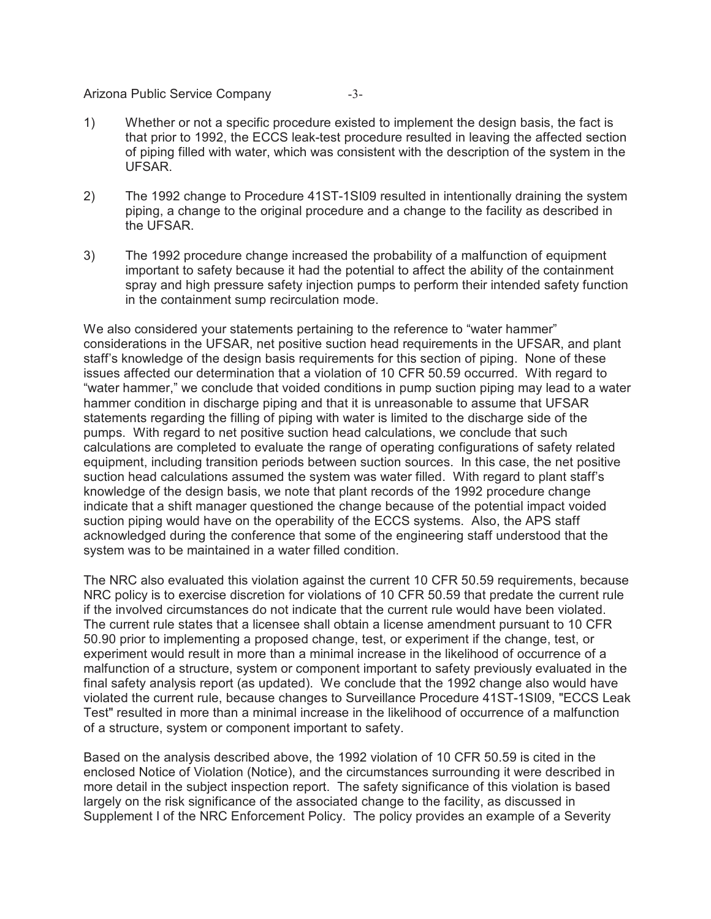1) Whether or not a specific procedure existed to implement the design basis, the fact is that prior to 1992, the ECCS leak-test procedure resulted in leaving the affected section of piping filled with water, which was consistent with the description of the system in the UFSAR.

2) The 1992 change to Procedure 41ST-1SI09 resulted in intentionally draining the system piping, a change to the original procedure and a change to the facility as described in the UFSAR.

3) The 1992 procedure change increased the probability of a malfunction of equipment important to safety because it had the potential to affect the ability of the containment spray and high pressure safety injection pumps to perform their intended safety function in the containment sump recirculation mode.

We also considered your statements pertaining to the reference to "water hammer" considerations in the UFSAR, net positive suction head requirements in the UFSAR, and plant staff's knowledge of the design basis requirements for this section of piping. None of these issues affected our determination that a violation of 10 CFR 50.59 occurred. With regard to "water hammer," we conclude that voided conditions in pump suction piping may lead to a water hammer condition in discharge piping and that it is unreasonable to assume that UFSAR statements regarding the filling of piping with water is limited to the discharge side of the pumps. With regard to net positive suction head calculations, we conclude that such calculations are completed to evaluate the range of operating configurations of safety related equipment, including transition periods between suction sources. In this case, the net positive suction head calculations assumed the system was water filled. With regard to plant staff's knowledge of the design basis, we note that plant records of the 1992 procedure change indicate that a shift manager questioned the change because of the potential impact voided suction piping would have on the operability of the ECCS systems. Also, the APS staff acknowledged during the conference that some of the engineering staff understood that the system was to be maintained in a water filled condition.

The NRC also evaluated this violation against the current 10 CFR 50.59 requirements, because NRC policy is to exercise discretion for violations of 10 CFR 50.59 that predate the current rule if the involved circumstances do not indicate that the current rule would have been violated. The current rule states that a licensee shall obtain a license amendment pursuant to 10 CFR 50.90 prior to implementing a proposed change, test, or experiment if the change, test, or experiment would result in more than a minimal increase in the likelihood of occurrence of a malfunction of a structure, system or component important to safety previously evaluated in the final safety analysis report (as updated). We conclude that the 1992 change also would have violated the current rule, because changes to Surveillance Procedure 41ST-1SI09, "ECCS Leak Test" resulted in more than a minimal increase in the likelihood of occurrence of a malfunction of a structure, system or component important to safety.

Based on the analysis described above, the 1992 violation of 10 CFR 50.59 is cited in the enclosed Notice of Violation (Notice), and the circumstances surrounding it were described in more detail in the subject inspection report. The safety significance of this violation is based largely on the risk significance of the associated change to the facility, as discussed in Supplement I of the NRC Enforcement Policy. The policy provides an example of a Severity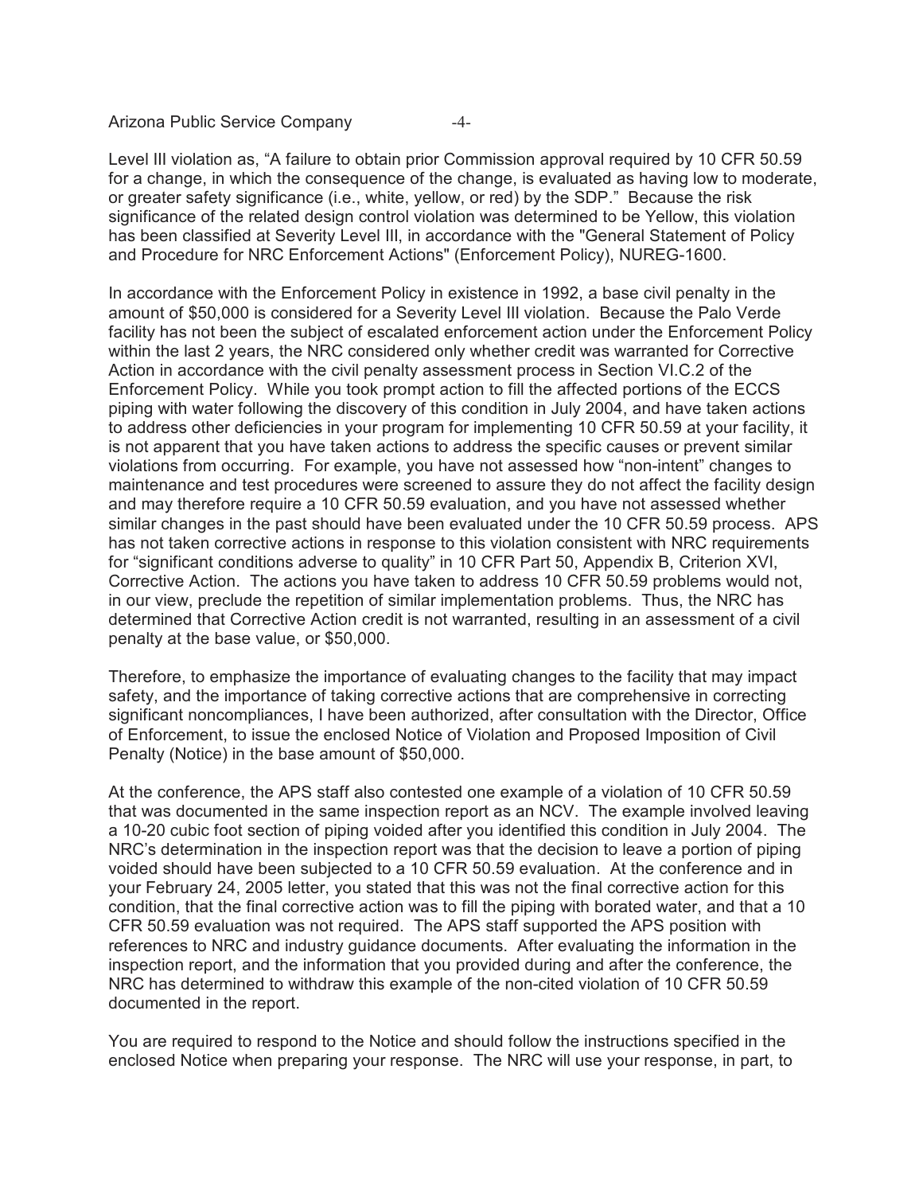Level III violation as, "A failure to obtain prior Commission approval required by 10 CFR 50.59 for a change, in which the consequence of the change, is evaluated as having low to moderate, or greater safety significance (i.e., white, yellow, or red) by the SDP." Because the risk significance of the related design control violation was determined to be Yellow, this violation has been classified at Severity Level III, in accordance with the "General Statement of Policy and Procedure for NRC Enforcement Actions" (Enforcement Policy), NUREG-1600.

In accordance with the Enforcement Policy in existence in 1992, a base civil penalty in the amount of $50,000 is considered for a Severity Level III violation. Because the Palo Verde facility has not been the subject of escalated enforcement action under the Enforcement Policy within the last 2 years, the NRC considered only whether credit was warranted for Corrective Action in accordance with the civil penalty assessment process in Section VI.C.2 of the Enforcement Policy. While you took prompt action to fill the affected portions of the ECCS piping with water following the discovery of this condition in July 2004, and have taken actions to address other deficiencies in your program for implementing 10 CFR 50.59 at your facility, it is not apparent that you have taken actions to address the specific causes or prevent similar violations from occurring. For example, you have not assessed how "non-intent" changes to maintenance and test procedures were screened to assure they do not affect the facility design and may therefore require a 10 CFR 50.59 evaluation, and you have not assessed whether similar changes in the past should have been evaluated under the 10 CFR 50.59 process. APS has not taken corrective actions in response to this violation consistent with NRC requirements for "significant conditions adverse to quality" in 10 CFR Part 50, Appendix B, Criterion XVI, Corrective Action. The actions you have taken to address 10 CFR 50.59 problems would not, in our view, preclude the repetition of similar implementation problems. Thus, the NRC has determined that Corrective Action credit is not warranted, resulting in an assessment of a civil penalty at the base value, or $50,000.

Therefore, to emphasize the importance of evaluating changes to the facility that may impact safety, and the importance of taking corrective actions that are comprehensive in correcting significant noncompliances, I have been authorized, after consultation with the Director, Office of Enforcement, to issue the enclosed Notice of Violation and Proposed Imposition of Civil Penalty (Notice) in the base amount of $50,000.

At the conference, the APS staff also contested one example of a violation of 10 CFR 50.59 that was documented in the same inspection report as an NCV. The example involved leaving a 10-20 cubic foot section of piping voided after you identified this condition in July 2004. The NRC's determination in the inspection report was that the decision to leave a portion of piping voided should have been subjected to a 10 CFR 50.59 evaluation. At the conference and in your February 24, 2005 letter, you stated that this was not the final corrective action for this condition, that the final corrective action was to fill the piping with borated water, and that a 10 CFR 50.59 evaluation was not required. The APS staff supported the APS position with references to NRC and industry guidance documents. After evaluating the information in the inspection report, and the information that you provided during and after the conference, the NRC has determined to withdraw this example of the non-cited violation of 10 CFR 50.59 documented in the report.

You are required to respond to the Notice and should follow the instructions specified in the enclosed Notice when preparing your response. The NRC will use your response, in part, to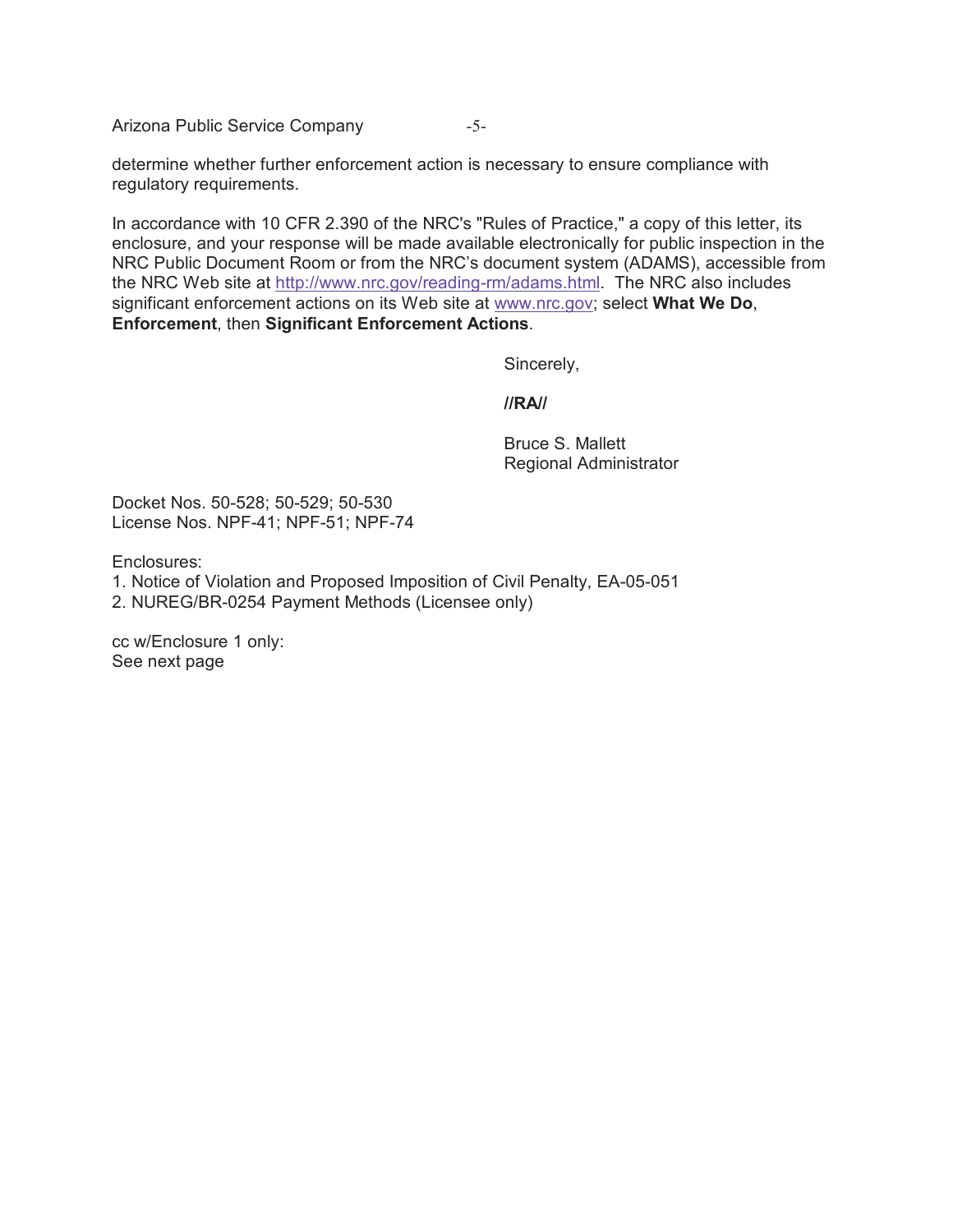determine whether further enforcement action is necessary to ensure compliance with regulatory requirements.

In accordance with 10 CFR 2.390 of the NRC's "Rules of Practice," a copy of this letter, its enclosure, and your response will be made available electronically for public inspection in the NRC Public Document Room or from the NRC's document system (ADAMS), accessible from the NRC Web site at http://www.nrc.gov/reading-rm/adams.html. The NRC also includes significant enforcement actions on its Web site at www.nrc.gov; select **What We Do**, **Enforcement**, then **Significant Enforcement Actions**.

Sincerely,

**//RA//**

Bruce S. Mallett
Regional Administrator

Docket Nos. 50-528; 50-529; 50-530
License Nos. NPF-41; NPF-51; NPF-74

Enclosures:
1. Notice of Violation and Proposed Imposition of Civil Penalty, EA-05-051
2. NUREG/BR-0254 Payment Methods (Licensee only)

cc w/Enclosure 1 only:
See next page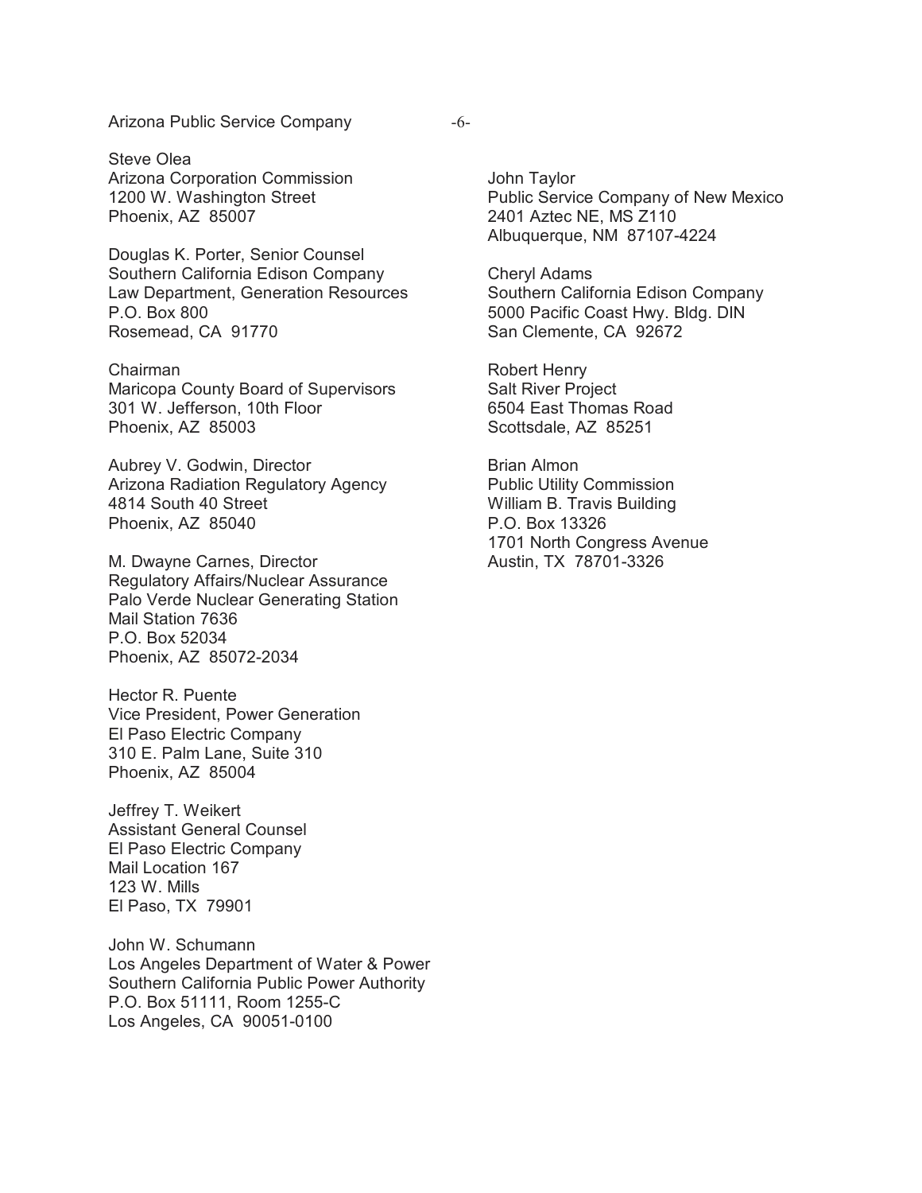Steve Olea
Arizona Corporation Commission
1200 W. Washington Street
Phoenix, AZ 85007

Douglas K. Porter, Senior Counsel
Southern California Edison Company
Law Department, Generation Resources
P.O. Box 800
Rosemead, CA 91770

Chairman
Maricopa County Board of Supervisors
301 W. Jefferson, 10th Floor
Phoenix, AZ 85003

Aubrey V. Godwin, Director
Arizona Radiation Regulatory Agency
4814 South 40 Street
Phoenix, AZ 85040

M. Dwayne Carnes, Director
Regulatory Affairs/Nuclear Assurance
Palo Verde Nuclear Generating Station
Mail Station 7636
P.O. Box 52034
Phoenix, AZ 85072-2034

Hector R. Puente
Vice President, Power Generation
El Paso Electric Company
310 E. Palm Lane, Suite 310
Phoenix, AZ 85004

Jeffrey T. Weikert
Assistant General Counsel
El Paso Electric Company
Mail Location 167
123 W. Mills
El Paso, TX 79901

John W. Schumann
Los Angeles Department of Water & Power
Southern California Public Power Authority
P.O. Box 51111, Room 1255-C
Los Angeles, CA 90051-0100

John Taylor
Public Service Company of New Mexico
2401 Aztec NE, MS Z110
Albuquerque, NM 87107-4224

Cheryl Adams
Southern California Edison Company
5000 Pacific Coast Hwy. Bldg. DIN
San Clemente, CA 92672

Robert Henry
Salt River Project
6504 East Thomas Road
Scottsdale, AZ 85251

Brian Almon
Public Utility Commission
William B. Travis Building
P.O. Box 13326
1701 North Congress Avenue
Austin, TX 78701-3326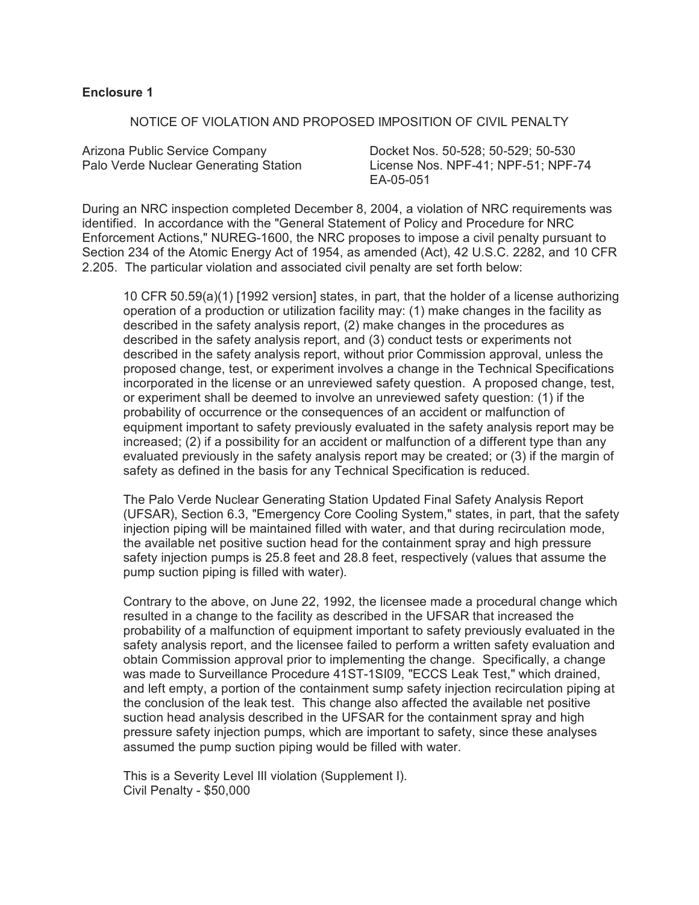**Enclosure 1**

NOTICE OF VIOLATION AND PROPOSED IMPOSITION OF CIVIL PENALTY

Arizona Public Service Company
Palo Verde Nuclear Generating Station

Docket Nos. 50-528; 50-529; 50-530
License Nos. NPF-41; NPF-51; NPF-74
EA-05-051

During an NRC inspection completed December 8, 2004, a violation of NRC requirements was identified. In accordance with the "General Statement of Policy and Procedure for NRC Enforcement Actions," NUREG-1600, the NRC proposes to impose a civil penalty pursuant to Section 234 of the Atomic Energy Act of 1954, as amended (Act), 42 U.S.C. 2282, and 10 CFR 2.205. The particular violation and associated civil penalty are set forth below:

> 10 CFR 50.59(a)(1) [1992 version] states, in part, that the holder of a license authorizing operation of a production or utilization facility may: (1) make changes in the facility as described in the safety analysis report, (2) make changes in the procedures as described in the safety analysis report, and (3) conduct tests or experiments not described in the safety analysis report, without prior Commission approval, unless the proposed change, test, or experiment involves a change in the Technical Specifications incorporated in the license or an unreviewed safety question. A proposed change, test, or experiment shall be deemed to involve an unreviewed safety question: (1) if the probability of occurrence or the consequences of an accident or malfunction of equipment important to safety previously evaluated in the safety analysis report may be increased; (2) if a possibility for an accident or malfunction of a different type than any evaluated previously in the safety analysis report may be created; or (3) if the margin of safety as defined in the basis for any Technical Specification is reduced.
>
> The Palo Verde Nuclear Generating Station Updated Final Safety Analysis Report (UFSAR), Section 6.3, "Emergency Core Cooling System," states, in part, that the safety injection piping will be maintained filled with water, and that during recirculation mode, the available net positive suction head for the containment spray and high pressure safety injection pumps is 25.8 feet and 28.8 feet, respectively (values that assume the pump suction piping is filled with water).
>
> Contrary to the above, on June 22, 1992, the licensee made a procedural change which resulted in a change to the facility as described in the UFSAR that increased the probability of a malfunction of equipment important to safety previously evaluated in the safety analysis report, and the licensee failed to perform a written safety evaluation and obtain Commission approval prior to implementing the change. Specifically, a change was made to Surveillance Procedure 41ST-1SI09, "ECCS Leak Test," which drained, and left empty, a portion of the containment sump safety injection recirculation piping at the conclusion of the leak test. This change also affected the available net positive suction head analysis described in the UFSAR for the containment spray and high pressure safety injection pumps, which are important to safety, since these analyses assumed the pump suction piping would be filled with water.
>
> This is a Severity Level III violation (Supplement I).
> Civil Penalty - $50,000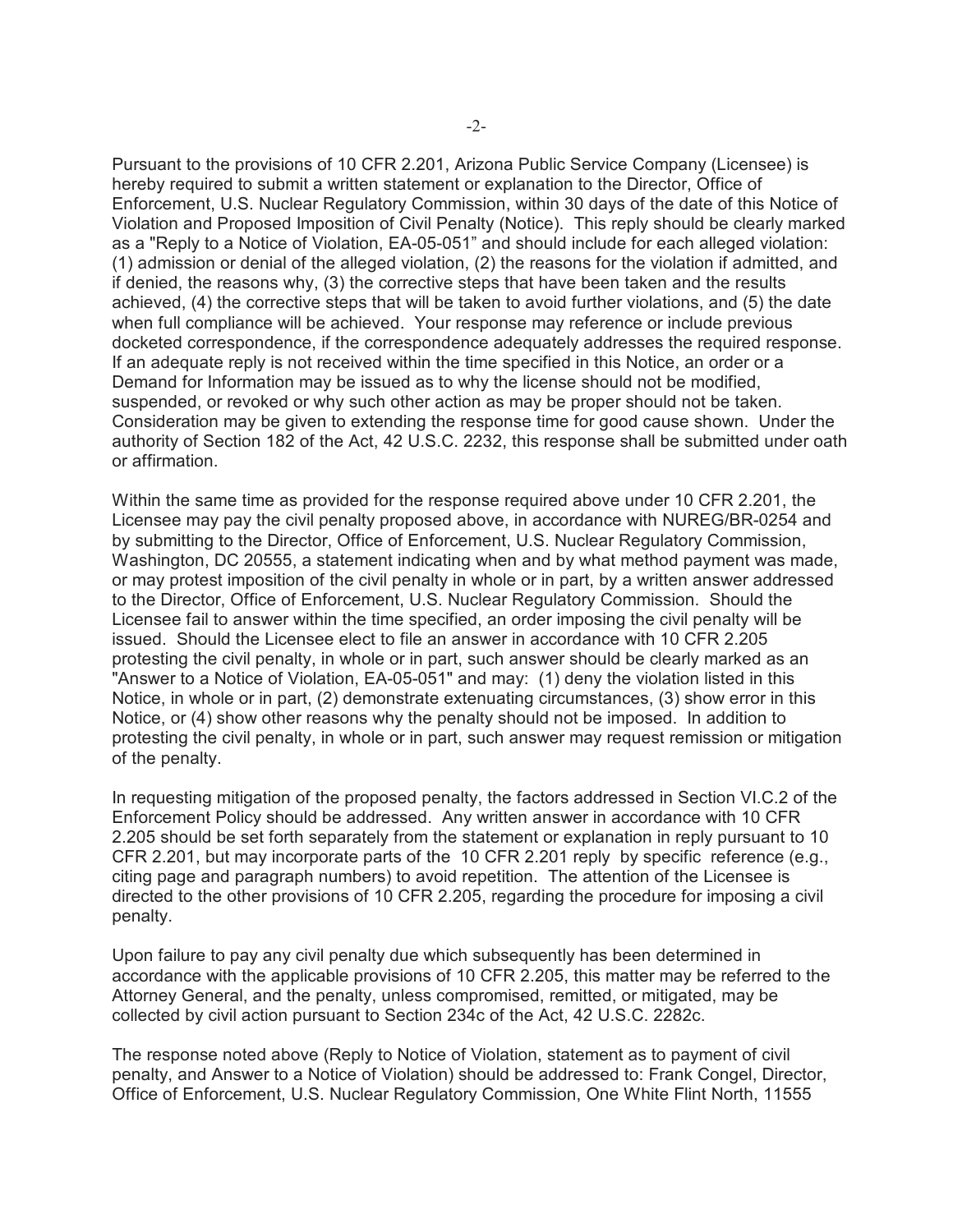Pursuant to the provisions of 10 CFR 2.201, Arizona Public Service Company (Licensee) is hereby required to submit a written statement or explanation to the Director, Office of Enforcement, U.S. Nuclear Regulatory Commission, within 30 days of the date of this Notice of Violation and Proposed Imposition of Civil Penalty (Notice). This reply should be clearly marked as a "Reply to a Notice of Violation, EA-05-051" and should include for each alleged violation: (1) admission or denial of the alleged violation, (2) the reasons for the violation if admitted, and if denied, the reasons why, (3) the corrective steps that have been taken and the results achieved, (4) the corrective steps that will be taken to avoid further violations, and (5) the date when full compliance will be achieved. Your response may reference or include previous docketed correspondence, if the correspondence adequately addresses the required response. If an adequate reply is not received within the time specified in this Notice, an order or a Demand for Information may be issued as to why the license should not be modified, suspended, or revoked or why such other action as may be proper should not be taken. Consideration may be given to extending the response time for good cause shown. Under the authority of Section 182 of the Act, 42 U.S.C. 2232, this response shall be submitted under oath or affirmation.

Within the same time as provided for the response required above under 10 CFR 2.201, the Licensee may pay the civil penalty proposed above, in accordance with NUREG/BR-0254 and by submitting to the Director, Office of Enforcement, U.S. Nuclear Regulatory Commission, Washington, DC 20555, a statement indicating when and by what method payment was made, or may protest imposition of the civil penalty in whole or in part, by a written answer addressed to the Director, Office of Enforcement, U.S. Nuclear Regulatory Commission. Should the Licensee fail to answer within the time specified, an order imposing the civil penalty will be issued. Should the Licensee elect to file an answer in accordance with 10 CFR 2.205 protesting the civil penalty, in whole or in part, such answer should be clearly marked as an "Answer to a Notice of Violation, EA-05-051" and may: (1) deny the violation listed in this Notice, in whole or in part, (2) demonstrate extenuating circumstances, (3) show error in this Notice, or (4) show other reasons why the penalty should not be imposed. In addition to protesting the civil penalty, in whole or in part, such answer may request remission or mitigation of the penalty.

In requesting mitigation of the proposed penalty, the factors addressed in Section VI.C.2 of the Enforcement Policy should be addressed. Any written answer in accordance with 10 CFR 2.205 should be set forth separately from the statement or explanation in reply pursuant to 10 CFR 2.201, but may incorporate parts of the 10 CFR 2.201 reply by specific reference (e.g., citing page and paragraph numbers) to avoid repetition. The attention of the Licensee is directed to the other provisions of 10 CFR 2.205, regarding the procedure for imposing a civil penalty.

Upon failure to pay any civil penalty due which subsequently has been determined in accordance with the applicable provisions of 10 CFR 2.205, this matter may be referred to the Attorney General, and the penalty, unless compromised, remitted, or mitigated, may be collected by civil action pursuant to Section 234c of the Act, 42 U.S.C. 2282c.

The response noted above (Reply to Notice of Violation, statement as to payment of civil penalty, and Answer to a Notice of Violation) should be addressed to: Frank Congel, Director, Office of Enforcement, U.S. Nuclear Regulatory Commission, One White Flint North, 11555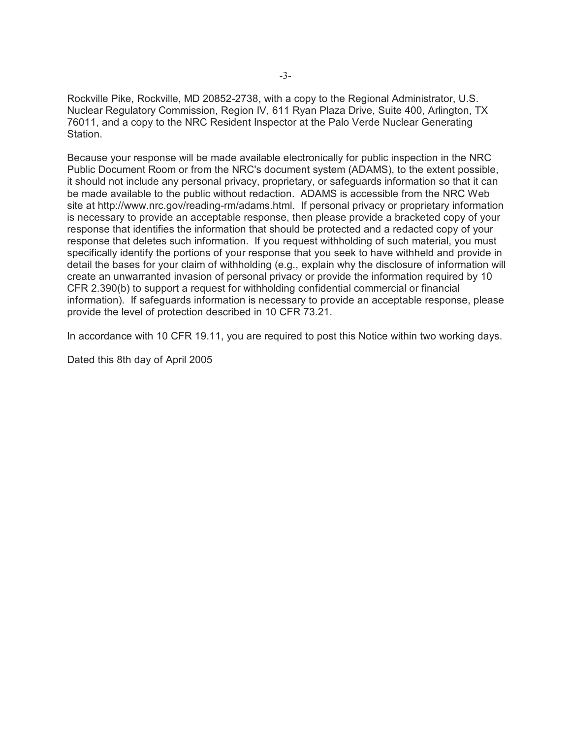Rockville Pike, Rockville, MD 20852-2738, with a copy to the Regional Administrator, U.S. Nuclear Regulatory Commission, Region IV, 611 Ryan Plaza Drive, Suite 400, Arlington, TX 76011, and a copy to the NRC Resident Inspector at the Palo Verde Nuclear Generating Station.

Because your response will be made available electronically for public inspection in the NRC Public Document Room or from the NRC's document system (ADAMS), to the extent possible, it should not include any personal privacy, proprietary, or safeguards information so that it can be made available to the public without redaction. ADAMS is accessible from the NRC Web site at http://www.nrc.gov/reading-rm/adams.html. If personal privacy or proprietary information is necessary to provide an acceptable response, then please provide a bracketed copy of your response that identifies the information that should be protected and a redacted copy of your response that deletes such information. If you request withholding of such material, you must specifically identify the portions of your response that you seek to have withheld and provide in detail the bases for your claim of withholding (e.g., explain why the disclosure of information will create an unwarranted invasion of personal privacy or provide the information required by 10 CFR 2.390(b) to support a request for withholding confidential commercial or financial information). If safeguards information is necessary to provide an acceptable response, please provide the level of protection described in 10 CFR 73.21.

In accordance with 10 CFR 19.11, you are required to post this Notice within two working days.

Dated this 8th day of April 2005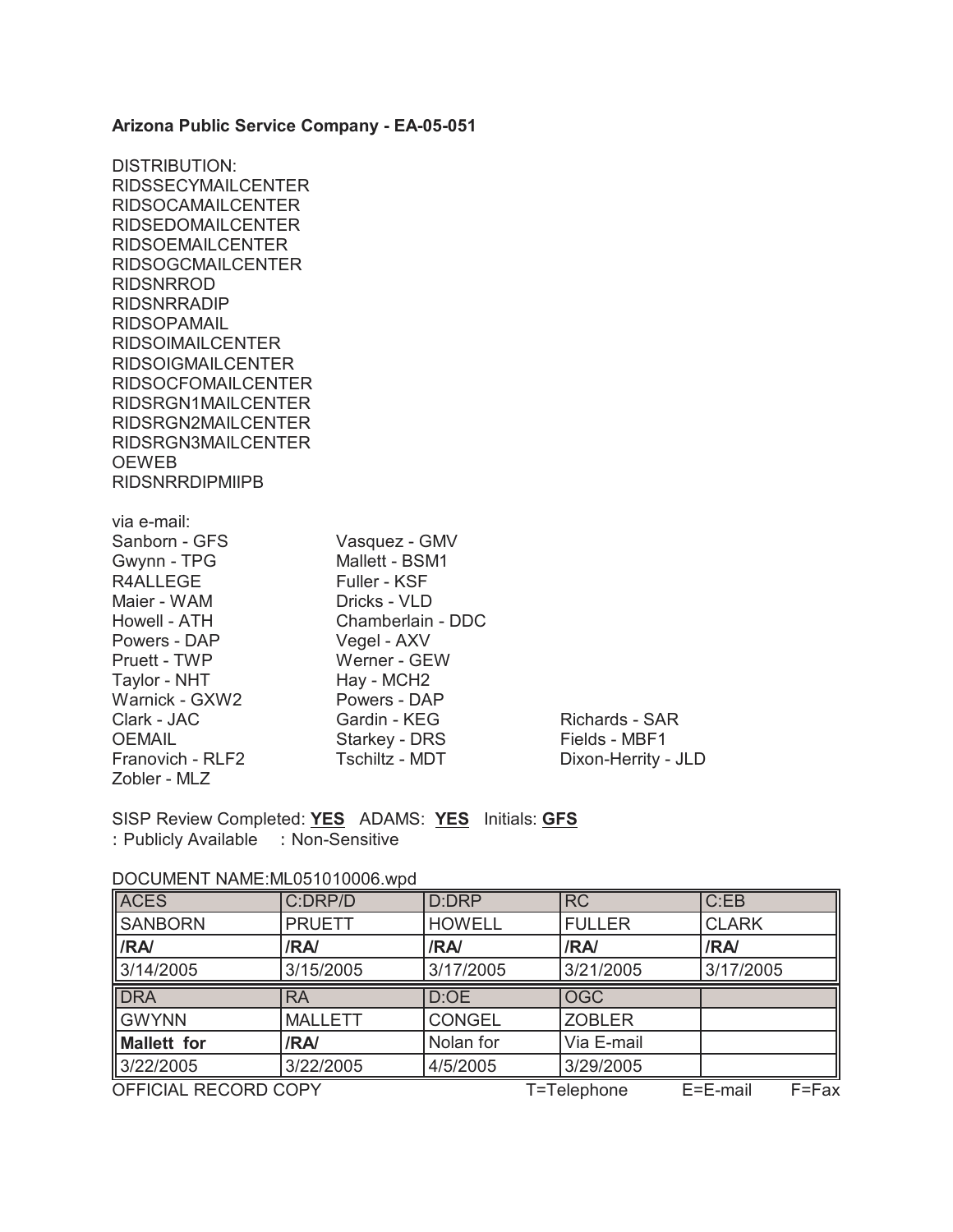**Arizona Public Service Company - EA-05-051**

DISTRIBUTION:
RIDSSECYMAILCENTER
RIDSOCAMAILCENTER
RIDSEDOMAILCENTER
RIDSOEMAILCENTER
RIDSOGCMAILCENTER
RIDSNRROD
RIDSNRRADIP
RIDSOPAMAIL
RIDSOIMAILCENTER
RIDSOIGMAILCENTER
RIDSOCFOMAILCENTER
RIDSRGN1MAILCENTER
RIDSRGN2MAILCENTER
RIDSRGN3MAILCENTER
OEWEB
RIDSNRRDIPMIIPB

via e-mail:

| | | |
|---|---|---|
| Sanborn - GFS | Vasquez - GMV | |
| Gwynn - TPG | Mallett - BSM1 | |
| R4ALLEGE | Fuller - KSF | |
| Maier - WAM | Dricks - VLD | |
| Howell - ATH | Chamberlain - DDC | |
| Powers - DAP | Vegel - AXV | |
| Pruett - TWP | Werner - GEW | |
| Taylor - NHT | Hay - MCH2 | |
| Warnick - GXW2 | Powers - DAP | |
| Clark - JAC | Gardin - KEG | Richards - SAR |
| OEMAIL | Starkey - DRS | Fields - MBF1 |
| Franovich - RLF2 | Tschiltz - MDT | Dixon-Herrity - JLD |
| Zobler - MLZ | | |

SISP Review Completed: **YES** ADAMS: **YES** Initials: **GFS**
: Publicly Available : Non-Sensitive

DOCUMENT NAME:ML051010006.wpd

| ACES | C:DRP/D | D:DRP | RC | C:EB |
|---|---|---|---|---|
| SANBORN | PRUETT | HOWELL | FULLER | CLARK |
| **/RA/** | **/RA/** | **/RA/** | **/RA/** | **/RA/** |
| 3/14/2005 | 3/15/2005 | 3/17/2005 | 3/21/2005 | 3/17/2005 |
| DRA | RA | D:OE | OGC | |
| GWYNN | MALLETT | CONGEL | ZOBLER | |
| **Mallett for** | **/RA/** | Nolan for | Via E-mail | |
| 3/22/2005 | 3/22/2005 | 4/5/2005 | 3/29/2005 | |

OFFICIAL RECORD COPY T=Telephone E=E-mail F=Fax